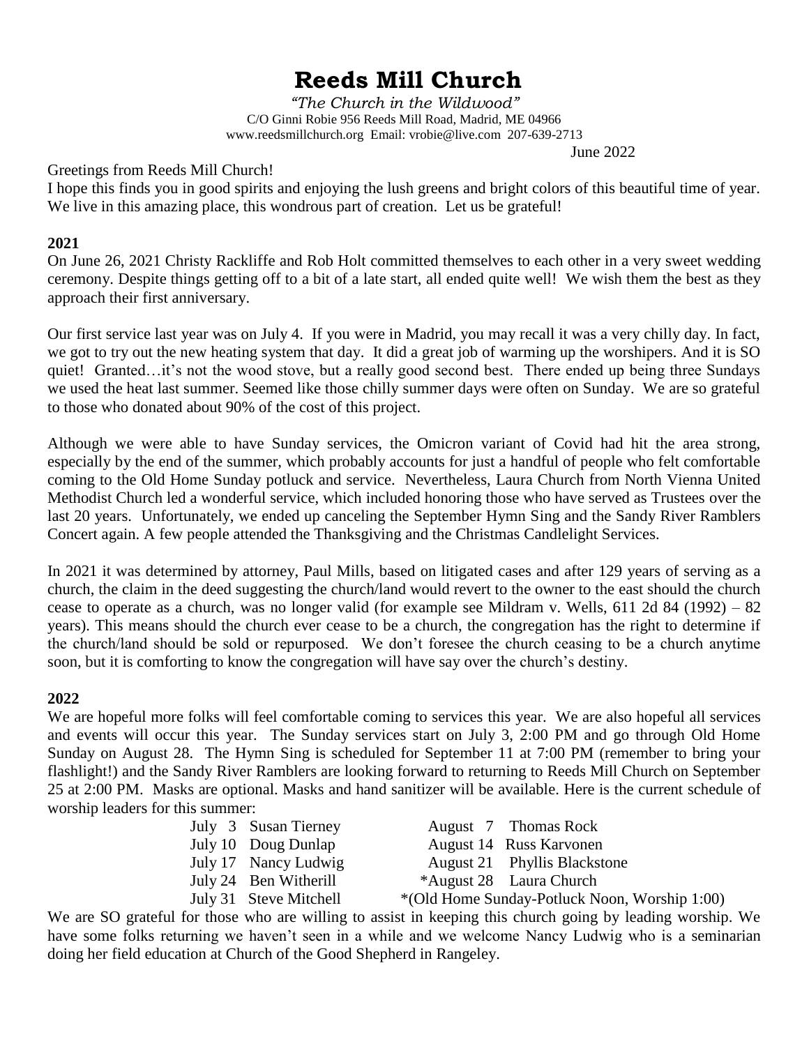# Reeds Mill Church

*"The Church in the Wildwood"*
C/O Ginni Robie 956 Reeds Mill Road, Madrid, ME 04966
www.reedsmillchurch.org Email: vrobie@live.com 207-639-2713

June 2022

Greetings from Reeds Mill Church!
I hope this finds you in good spirits and enjoying the lush greens and bright colors of this beautiful time of year. We live in this amazing place, this wondrous part of creation. Let us be grateful!

**2021**

On June 26, 2021 Christy Rackliffe and Rob Holt committed themselves to each other in a very sweet wedding ceremony. Despite things getting off to a bit of a late start, all ended quite well! We wish them the best as they approach their first anniversary.

Our first service last year was on July 4. If you were in Madrid, you may recall it was a very chilly day. In fact, we got to try out the new heating system that day. It did a great job of warming up the worshipers. And it is SO quiet! Granted…it's not the wood stove, but a really good second best. There ended up being three Sundays we used the heat last summer. Seemed like those chilly summer days were often on Sunday. We are so grateful to those who donated about 90% of the cost of this project.

Although we were able to have Sunday services, the Omicron variant of Covid had hit the area strong, especially by the end of the summer, which probably accounts for just a handful of people who felt comfortable coming to the Old Home Sunday potluck and service. Nevertheless, Laura Church from North Vienna United Methodist Church led a wonderful service, which included honoring those who have served as Trustees over the last 20 years. Unfortunately, we ended up canceling the September Hymn Sing and the Sandy River Ramblers Concert again. A few people attended the Thanksgiving and the Christmas Candlelight Services.

In 2021 it was determined by attorney, Paul Mills, based on litigated cases and after 129 years of serving as a church, the claim in the deed suggesting the church/land would revert to the owner to the east should the church cease to operate as a church, was no longer valid (for example see Mildram v. Wells, 611 2d 84 (1992) – 82 years). This means should the church ever cease to be a church, the congregation has the right to determine if the church/land should be sold or repurposed. We don't foresee the church ceasing to be a church anytime soon, but it is comforting to know the congregation will have say over the church's destiny.

**2022**

We are hopeful more folks will feel comfortable coming to services this year. We are also hopeful all services and events will occur this year. The Sunday services start on July 3, 2:00 PM and go through Old Home Sunday on August 28. The Hymn Sing is scheduled for September 11 at 7:00 PM (remember to bring your flashlight!) and the Sandy River Ramblers are looking forward to returning to Reeds Mill Church on September 25 at 2:00 PM. Masks are optional. Masks and hand sanitizer will be available. Here is the current schedule of worship leaders for this summer:

| | | | |
|---|---|---|---|
| July 3 | Susan Tierney | August 7 | Thomas Rock |
| July 10 | Doug Dunlap | August 14 | Russ Karvonen |
| July 17 | Nancy Ludwig | August 21 | Phyllis Blackstone |
| July 24 | Ben Witherill | *August 28 | Laura Church |
| July 31 | Steve Mitchell | *(Old Home Sunday-Potluck Noon, Worship 1:00) | |

We are SO grateful for those who are willing to assist in keeping this church going by leading worship. We have some folks returning we haven't seen in a while and we welcome Nancy Ludwig who is a seminarian doing her field education at Church of the Good Shepherd in Rangeley.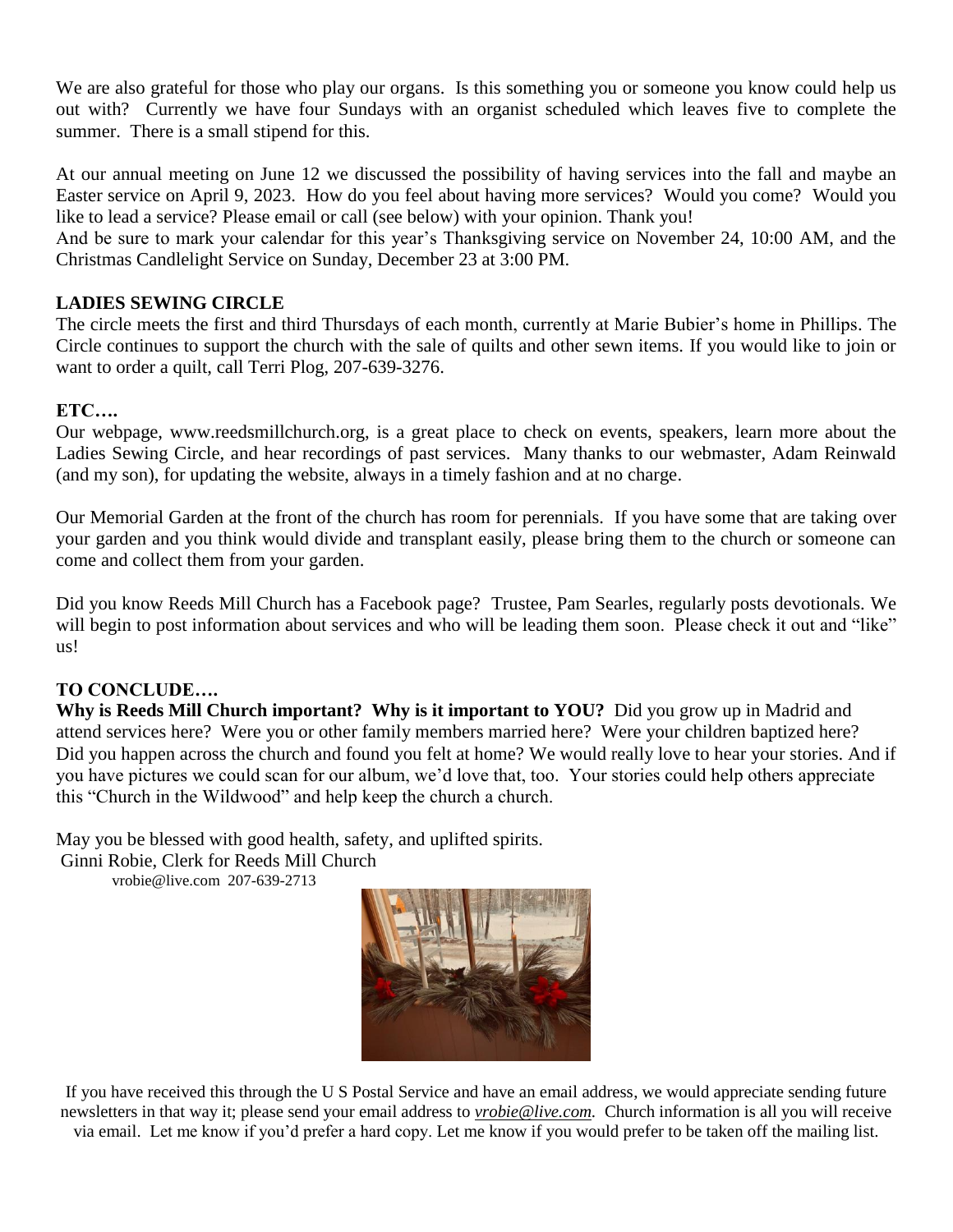We are also grateful for those who play our organs. Is this something you or someone you know could help us out with? Currently we have four Sundays with an organist scheduled which leaves five to complete the summer. There is a small stipend for this.

At our annual meeting on June 12 we discussed the possibility of having services into the fall and maybe an Easter service on April 9, 2023. How do you feel about having more services? Would you come? Would you like to lead a service? Please email or call (see below) with your opinion. Thank you!
And be sure to mark your calendar for this year's Thanksgiving service on November 24, 10:00 AM, and the Christmas Candlelight Service on Sunday, December 23 at 3:00 PM.

**LADIES SEWING CIRCLE**
The circle meets the first and third Thursdays of each month, currently at Marie Bubier's home in Phillips. The Circle continues to support the church with the sale of quilts and other sewn items. If you would like to join or want to order a quilt, call Terri Plog, 207-639-3276.

**ETC….**
Our webpage, www.reedsmillchurch.org, is a great place to check on events, speakers, learn more about the Ladies Sewing Circle, and hear recordings of past services. Many thanks to our webmaster, Adam Reinwald (and my son), for updating the website, always in a timely fashion and at no charge.

Our Memorial Garden at the front of the church has room for perennials. If you have some that are taking over your garden and you think would divide and transplant easily, please bring them to the church or someone can come and collect them from your garden.

Did you know Reeds Mill Church has a Facebook page? Trustee, Pam Searles, regularly posts devotionals. We will begin to post information about services and who will be leading them soon. Please check it out and "like" us!

**TO CONCLUDE….**
**Why is Reeds Mill Church important? Why is it important to YOU?** Did you grow up in Madrid and attend services here? Were you or other family members married here? Were your children baptized here? Did you happen across the church and found you felt at home? We would really love to hear your stories. And if you have pictures we could scan for our album, we'd love that, too. Your stories could help others appreciate this "Church in the Wildwood" and help keep the church a church.

May you be blessed with good health, safety, and uplifted spirits.
Ginni Robie, Clerk for Reeds Mill Church
vrobie@live.com 207-639-2713

If you have received this through the U S Postal Service and have an email address, we would appreciate sending future newsletters in that way it; please send your email address to *vrobie@live.com*. Church information is all you will receive via email. Let me know if you'd prefer a hard copy. Let me know if you would prefer to be taken off the mailing list.